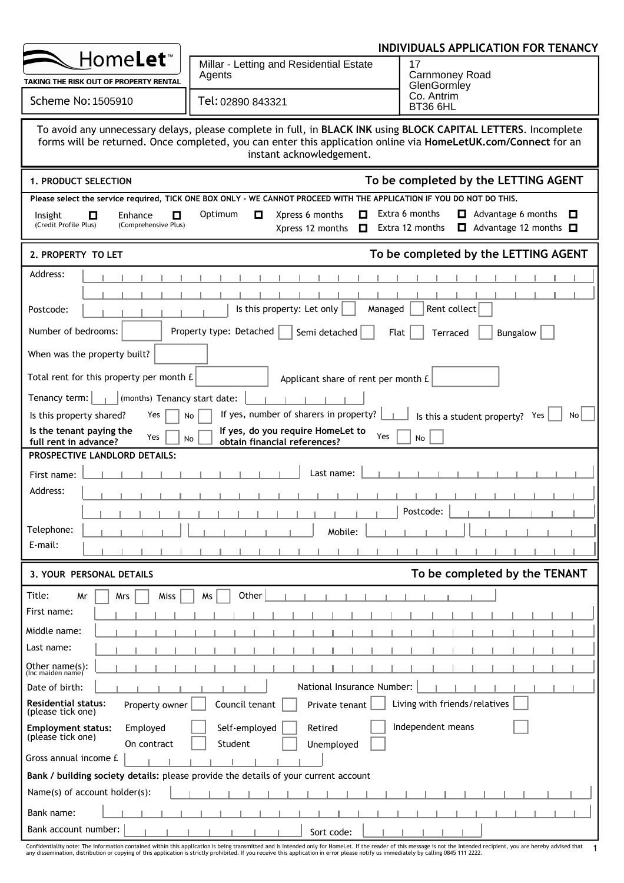**HomeLet™**

TAKING THE RISK OUT OF PROPERTY RENTAL

Scheme No: 1505910

Millar - Letting and Residential Estate Agents

Tel: 02890 843321

17
Carnmoney Road
GlenGormley
Co. Antrim
BT36 6HL

# INDIVIDUALS APPLICATION FOR TENANCY

To avoid any unnecessary delays, please complete in full, in **BLACK INK** using **BLOCK CAPITAL LETTERS**. Incomplete forms will be returned. Once completed, you can enter this application online via **HomeLetUK.com/Connect** for an instant acknowledgement.

## 1. PRODUCT SELECTION — To be completed by the LETTING AGENT

**Please select the service required, TICK ONE BOX ONLY - WE CANNOT PROCEED WITH THE APPLICATION IF YOU DO NOT DO THIS.**

- Insight (Credit Profile Plus) ☐
- Enhance (Comprehensive Plus) ☐
- Optimum ☐
- Xpress 6 months ☐
- Xpress 12 months ☐
- Extra 6 months ☐
- Extra 12 months ☐
- Advantage 6 months ☐
- Advantage 12 months ☐

## 2. PROPERTY TO LET — To be completed by the LETTING AGENT

Address:

Postcode:

Is this property: Let only ☐ Managed ☐ Rent collect ☐

Number of bedrooms:

Property type: Detached ☐ Semi detached ☐ Flat ☐ Terraced ☐ Bungalow ☐

When was the property built?

Total rent for this property per month £

Applicant share of rent per month £

Tenancy term: (months) Tenancy start date:

Is this property shared? Yes ☐ No ☐

If yes, number of sharers in property?

Is this a student property? Yes ☐ No ☐

**Is the tenant paying the full rent in advance?** Yes ☐ No ☐

**If yes, do you require HomeLet to obtain financial references?** Yes ☐ No ☐

**PROSPECTIVE LANDLORD DETAILS:**

First name:

Last name:

Address:

Postcode:

Telephone:

Mobile:

E-mail:

## 3. YOUR PERSONAL DETAILS — To be completed by the TENANT

Title: Mr ☐ Mrs ☐ Miss ☐ Ms ☐ Other

First name:

Middle name:

Last name:

Other name(s): (Inc maiden name)

Date of birth:

National Insurance Number:

**Residential status:** (please tick one) Property owner ☐ Council tenant ☐ Private tenant ☐ Living with friends/relatives ☐

**Employment status:** (please tick one) Employed ☐ Self-employed ☐ Retired ☐ Independent means ☐ On contract ☐ Student ☐ Unemployed ☐

Gross annual income £

**Bank / building society details:** please provide the details of your current account

Name(s) of account holder(s):

Bank name:

Bank account number:

Sort code:

Confidentiality note: The information contained within this application is being transmitted and is intended only for HomeLet. If the reader of this message is not the intended recipient, you are hereby advised that any dissemination, distribution or copying of this application is strictly prohibited. If you receive this application in error please notify us immediately by calling 0845 111 2222.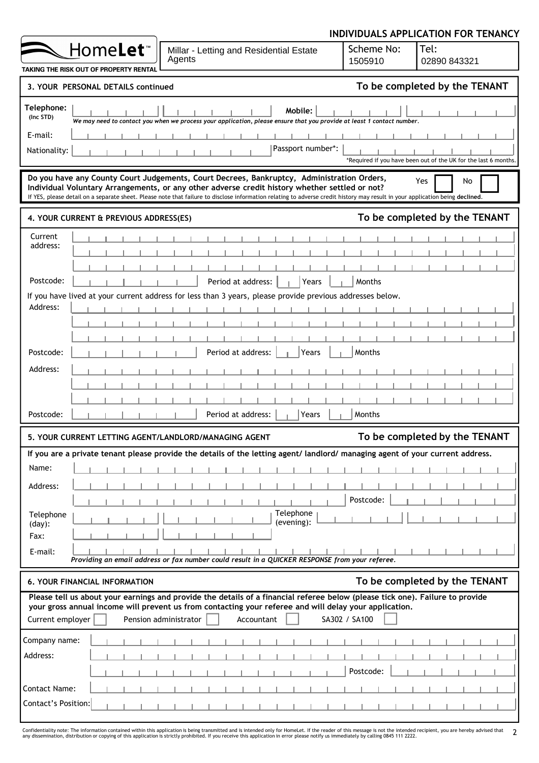**INDIVIDUALS APPLICATION FOR TENANCY**

| HomeLet™ TAKING THE RISK OUT OF PROPERTY RENTAL | Millar - Letting and Residential Estate Agents | Scheme No: 1505910 | Tel: 02890 843321 |
|---|---|---|---|

## 3. YOUR PERSONAL DETAILS continued — To be completed by the TENANT

Telephone: (Inc STD) Mobile:

*We may need to contact you when we process your application, please ensure that you provide at least 1 contact number.*

E-mail:

Nationality: Passport number*:

*Required if you have been out of the UK for the last 6 months.

**Do you have any County Court Judgements, Court Decrees, Bankruptcy, Administration Orders, Individual Voluntary Arrangements, or any other adverse credit history whether settled or not?** Yes ☐ No ☐

If YES, please detail on a separate sheet. Please note that failure to disclose information relating to adverse credit history may result in your application being **declined**.

## 4. YOUR CURRENT & PREVIOUS ADDRESS(ES) — To be completed by the TENANT

Current address:

Postcode: Period at address: Years Months

If you have lived at your current address for less than 3 years, please provide previous addresses below.

Address:

Postcode: Period at address: Years Months

Address:

Postcode: Period at address: Years Months

## 5. YOUR CURRENT LETTING AGENT/LANDLORD/MANAGING AGENT — To be completed by the TENANT

**If you are a private tenant please provide the details of the letting agent/ landlord/ managing agent of your current address.**

Name:

Address:

Postcode:

Telephone (day): Telephone (evening):

Fax:

E-mail:

*Providing an email address or fax number could result in a QUICKER RESPONSE from your referee.*

## 6. YOUR FINANCIAL INFORMATION — To be completed by the TENANT

**Please tell us about your earnings and provide the details of a financial referee below (please tick one). Failure to provide your gross annual income will prevent us from contacting your referee and will delay your application.**

Current employer ☐ Pension administrator ☐ Accountant ☐ SA302 / SA100 ☐

Company name:

Address:

Postcode:

Contact Name:

Contact's Position:

Confidentiality note: The information contained within this application is being transmitted and is intended only for HomeLet. If the reader of this message is not the intended recipient, you are hereby advised that any dissemination, distribution or copying of this application is strictly prohibited. If you receive this application in error please notify us immediately by calling 0845 111 2222.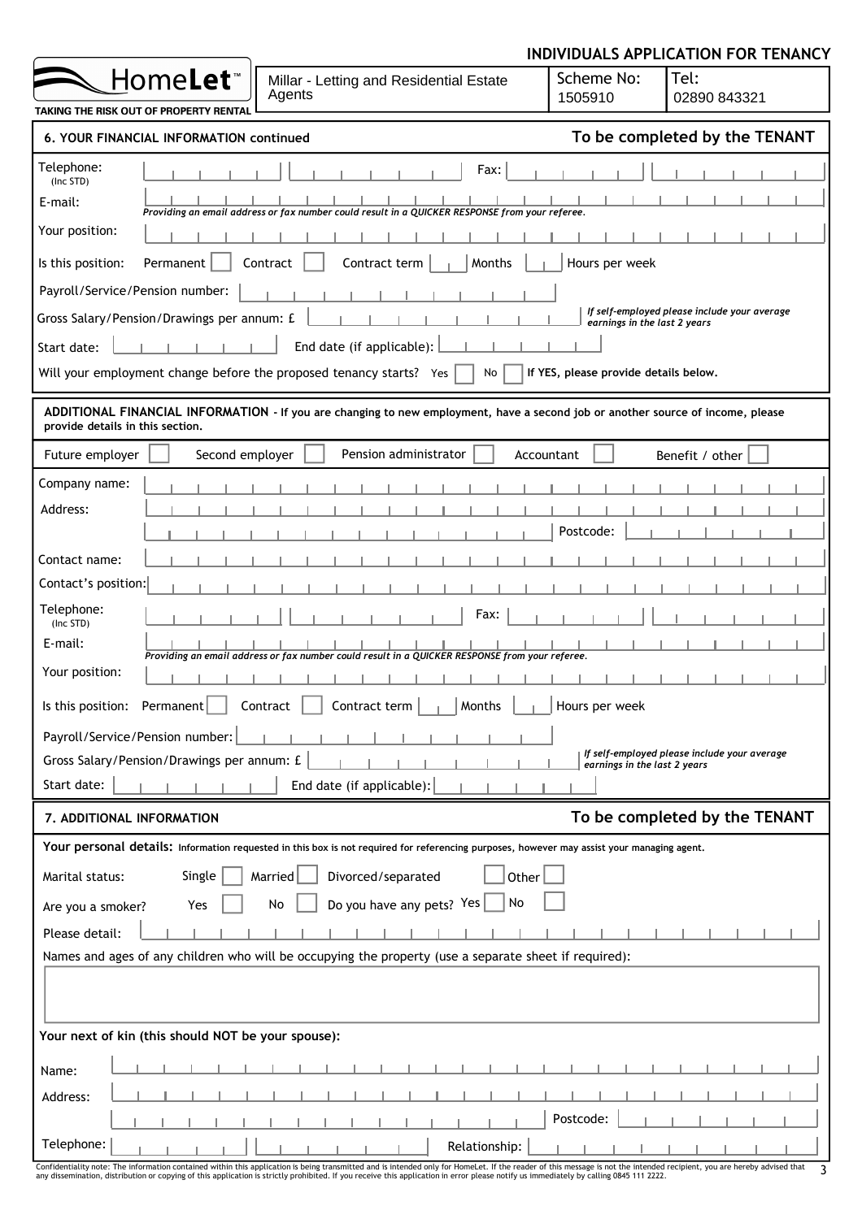## INDIVIDUALS APPLICATION FOR TENANCY

| HomeLet™ TAKING THE RISK OUT OF PROPERTY RENTAL | Millar - Letting and Residential Estate Agents | Scheme No: 1505910 | Tel: 02890 843321 |
|---|---|---|---|

### 6. YOUR FINANCIAL INFORMATION continued

**To be completed by the TENANT**

Telephone: (Inc STD) ______ Fax: ______

E-mail: ______

*Providing an email address or fax number could result in a QUICKER RESPONSE from your referee.*

Your position: ______

Is this position: Permanent ☐ Contract ☐ Contract term ___ Months ___ Hours per week

Payroll/Service/Pension number: ______

Gross Salary/Pension/Drawings per annum: £ ______ *If self-employed please include your average earnings in the last 2 years*

Start date: ______ End date (if applicable): ______

Will your employment change before the proposed tenancy starts? Yes ☐ No ☐ **If YES, please provide details below.**

**ADDITIONAL FINANCIAL INFORMATION - If you are changing to new employment, have a second job or another source of income, please provide details in this section.**

Future employer ☐ Second employer ☐ Pension administrator ☐ Accountant ☐ Benefit / other ☐

Company name: ______

Address: ______

Postcode: ______

Contact name: ______

Contact's position: ______

Telephone: (Inc STD) ______ Fax: ______

E-mail: ______

*Providing an email address or fax number could result in a QUICKER RESPONSE from your referee.*

Your position: ______

Is this position: Permanent ☐ Contract ☐ Contract term ___ Months ___ Hours per week

Payroll/Service/Pension number: ______

Gross Salary/Pension/Drawings per annum: £ ______ *If self-employed please include your average earnings in the last 2 years*

Start date: ______ End date (if applicable): ______

### 7. ADDITIONAL INFORMATION

**To be completed by the TENANT**

**Your personal details:** Information requested in this box is not required for referencing purposes, however may assist your managing agent.

Marital status: Single ☐ Married ☐ Divorced/separated ☐ Other ☐

Are you a smoker? Yes ☐ No ☐ Do you have any pets? Yes ☐ No ☐

Please detail: ______

Names and ages of any children who will be occupying the property (use a separate sheet if required):

______

**Your next of kin (this should NOT be your spouse):**

Name: ______

Address: ______

Postcode: ______

Telephone: ______ Relationship: ______

Confidentiality note: The information contained within this application is being transmitted and is intended only for HomeLet. If the reader of this message is not the intended recipient, you are hereby advised that any dissemination, distribution or copying of this application is strictly prohibited. If you receive this application in error please notify us immediately by calling 0845 111 2222.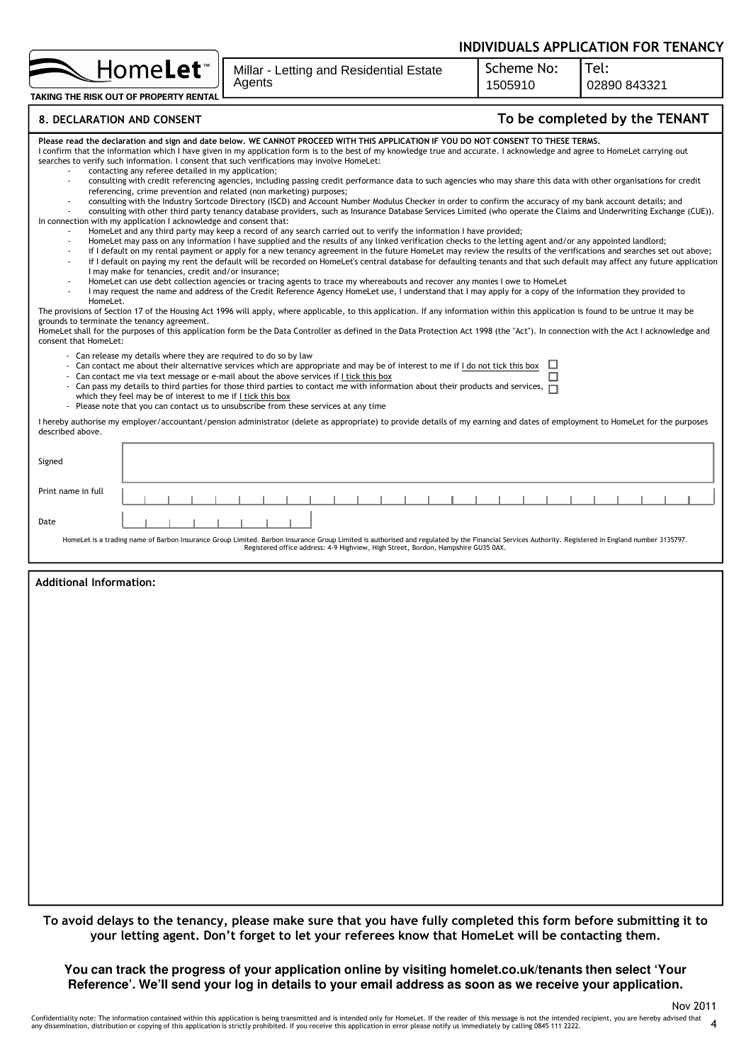# INDIVIDUALS APPLICATION FOR TENANCY

HomeLet™
TAKING THE RISK OUT OF PROPERTY RENTAL

| | | |
|---|---|---|
| Millar - Letting and Residential Estate Agents | Scheme No: 1505910 | Tel: 02890 843321 |

## 8. DECLARATION AND CONSENT

**To be completed by the TENANT**

**Please read the declaration and sign and date below. WE CANNOT PROCEED WITH THIS APPLICATION IF YOU DO NOT CONSENT TO THESE TERMS.**

I confirm that the information which I have given in my application form is to the best of my knowledge true and accurate. I acknowledge and agree to HomeLet carrying out searches to verify such information. I consent that such verifications may involve HomeLet:

- contacting any referee detailed in my application;
- consulting with credit referencing agencies, including passing credit performance data to such agencies who may share this data with other organisations for credit referencing, crime prevention and related (non marketing) purposes;
- consulting with the Industry Sortcode Directory (ISCD) and Account Number Modulus Checker in order to confirm the accuracy of my bank account details; and
- consulting with other third party tenancy database providers, such as Insurance Database Services Limited (who operate the Claims and Underwriting Exchange (CUE)).

In connection with my application I acknowledge and consent that:

- HomeLet and any third party may keep a record of any search carried out to verify the information I have provided;
- HomeLet may pass on any information I have supplied and the results of any linked verification checks to the letting agent and/or any appointed landlord;
- if I default on my rental payment or apply for a new tenancy agreement in the future HomeLet may review the results of the verifications and searches set out above;
- if I default on paying my rent the default will be recorded on HomeLet's central database for defaulting tenants and that such default may affect any future application I may make for tenancies, credit and/or insurance;
- HomeLet can use debt collection agencies or tracing agents to trace my whereabouts and recover any monies I owe to HomeLet
- I may request the name and address of the Credit Reference Agency HomeLet use, I understand that I may apply for a copy of the information they provided to HomeLet.

The provisions of Section 17 of the Housing Act 1996 will apply, where applicable, to this application. If any information within this application is found to be untrue it may be grounds to terminate the tenancy agreement.

HomeLet shall for the purposes of this application form be the Data Controller as defined in the Data Protection Act 1998 (the "Act"). In connection with the Act I acknowledge and consent that HomeLet:

- Can release my details where they are required to do so by law
- Can contact me about their alternative services which are appropriate and may be of interest to me if I do not tick this box ☐
- Can contact me via text message or e-mail about the above services if I tick this box ☐
- Can pass my details to third parties for those third parties to contact me with information about their products and services, which they feel may be of interest to me if I tick this box ☐
- Please note that you can contact us to unsubscribe from these services at any time

I hereby authorise my employer/accountant/pension administrator (delete as appropriate) to provide details of my earning and dates of employment to HomeLet for the purposes described above.

Signed

Print name in full

Date

HomeLet is a trading name of Barbon Insurance Group Limited. Barbon Insurance Group Limited is authorised and regulated by the Financial Services Authority. Registered in England number 3135797. Registered office address: 4-9 Highview, High Street, Bordon, Hampshire GU35 0AX.

**Additional Information:**

**To avoid delays to the tenancy, please make sure that you have fully completed this form before submitting it to your letting agent. Don't forget to let your referees know that HomeLet will be contacting them.**

**You can track the progress of your application online by visiting homelet.co.uk/tenants then select 'Your Reference'. We'll send your log in details to your email address as soon as we receive your application.**

Nov 2011

Confidentiality note: The information contained within this application is being transmitted and is intended only for HomeLet. If the reader of this message is not the intended recipient, you are hereby advised that any dissemination, distribution or copying of this application is strictly prohibited. If you receive this application in error please notify us immediately by calling 0845 111 2222.